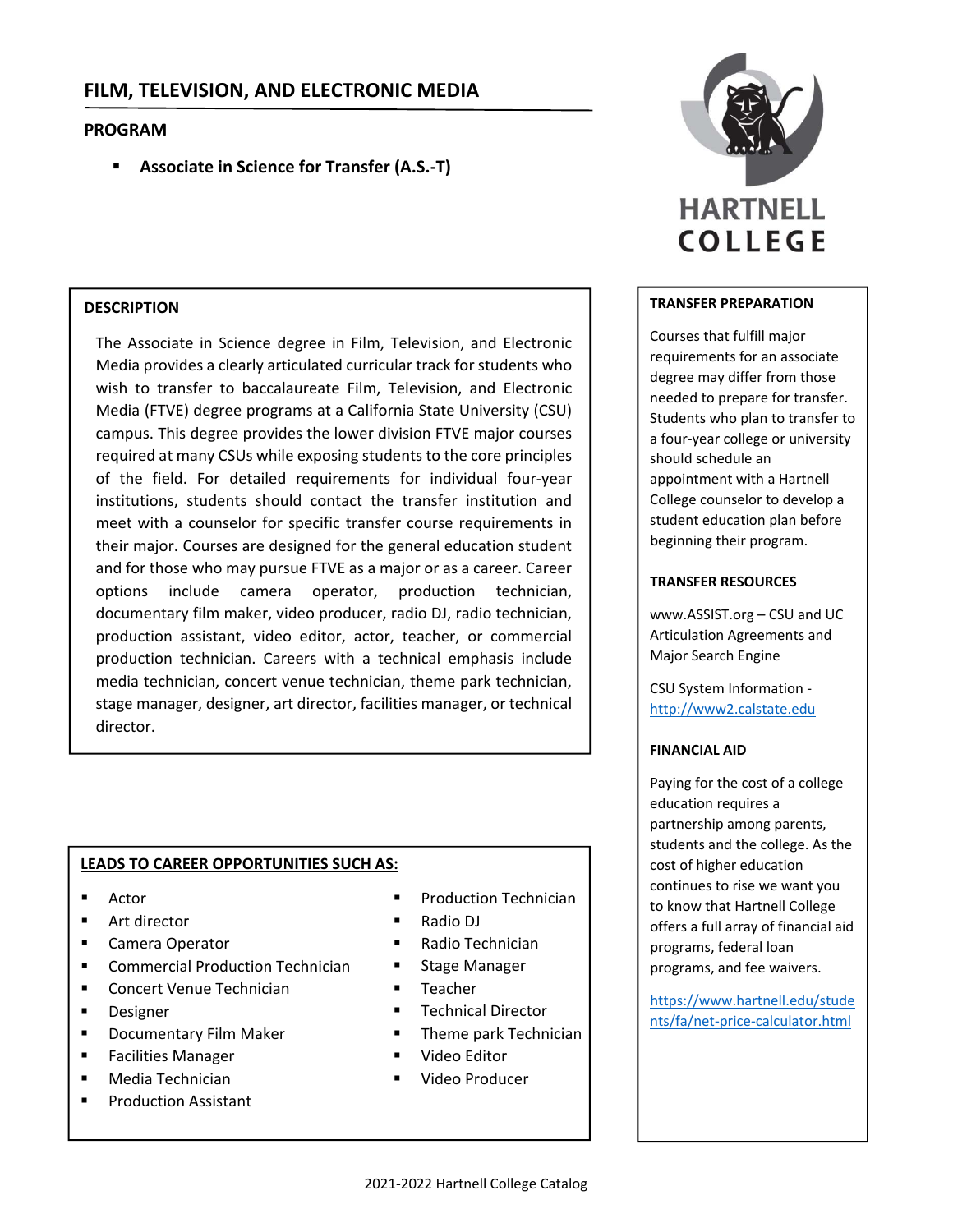# FILM, TELEVISION, AND ELECTRONIC MEDIA

## PROGRAM

- **Associate in Science for Transfer (A.S.-T)**

## DESCRIPTION

The Associate in Science degree in Film, Television, and Electronic Media provides a clearly articulated curricular track for students who wish to transfer to baccalaureate Film, Television, and Electronic Media (FTVE) degree programs at a California State University (CSU) campus. This degree provides the lower division FTVE major courses required at many CSUs while exposing students to the core principles of the field. For detailed requirements for individual four-year institutions, students should contact the transfer institution and meet with a counselor for specific transfer course requirements in their major. Courses are designed for the general education student and for those who may pursue FTVE as a major or as a career. Career options include camera operator, production technician, documentary film maker, video producer, radio DJ, radio technician, production assistant, video editor, actor, teacher, or commercial production technician. Careers with a technical emphasis include media technician, concert venue technician, theme park technician, stage manager, designer, art director, facilities manager, or technical director.

## LEADS TO CAREER OPPORTUNITIES SUCH AS:

- Actor
- Art director
- Camera Operator
- Commercial Production Technician
- Concert Venue Technician
- Designer
- Documentary Film Maker
- Facilities Manager
- Media Technician
- Production Assistant
- Production Technician
- Radio DJ
- Radio Technician
- Stage Manager
- Teacher
- Technical Director
- Theme park Technician
- Video Editor
- Video Producer

## TRANSFER PREPARATION

Courses that fulfill major requirements for an associate degree may differ from those needed to prepare for transfer. Students who plan to transfer to a four-year college or university should schedule an appointment with a Hartnell College counselor to develop a student education plan before beginning their program.

## TRANSFER RESOURCES

www.ASSIST.org – CSU and UC Articulation Agreements and Major Search Engine

CSU System Information - http://www2.calstate.edu

## FINANCIAL AID

Paying for the cost of a college education requires a partnership among parents, students and the college. As the cost of higher education continues to rise we want you to know that Hartnell College offers a full array of financial aid programs, federal loan programs, and fee waivers.

https://www.hartnell.edu/students/fa/net-price-calculator.html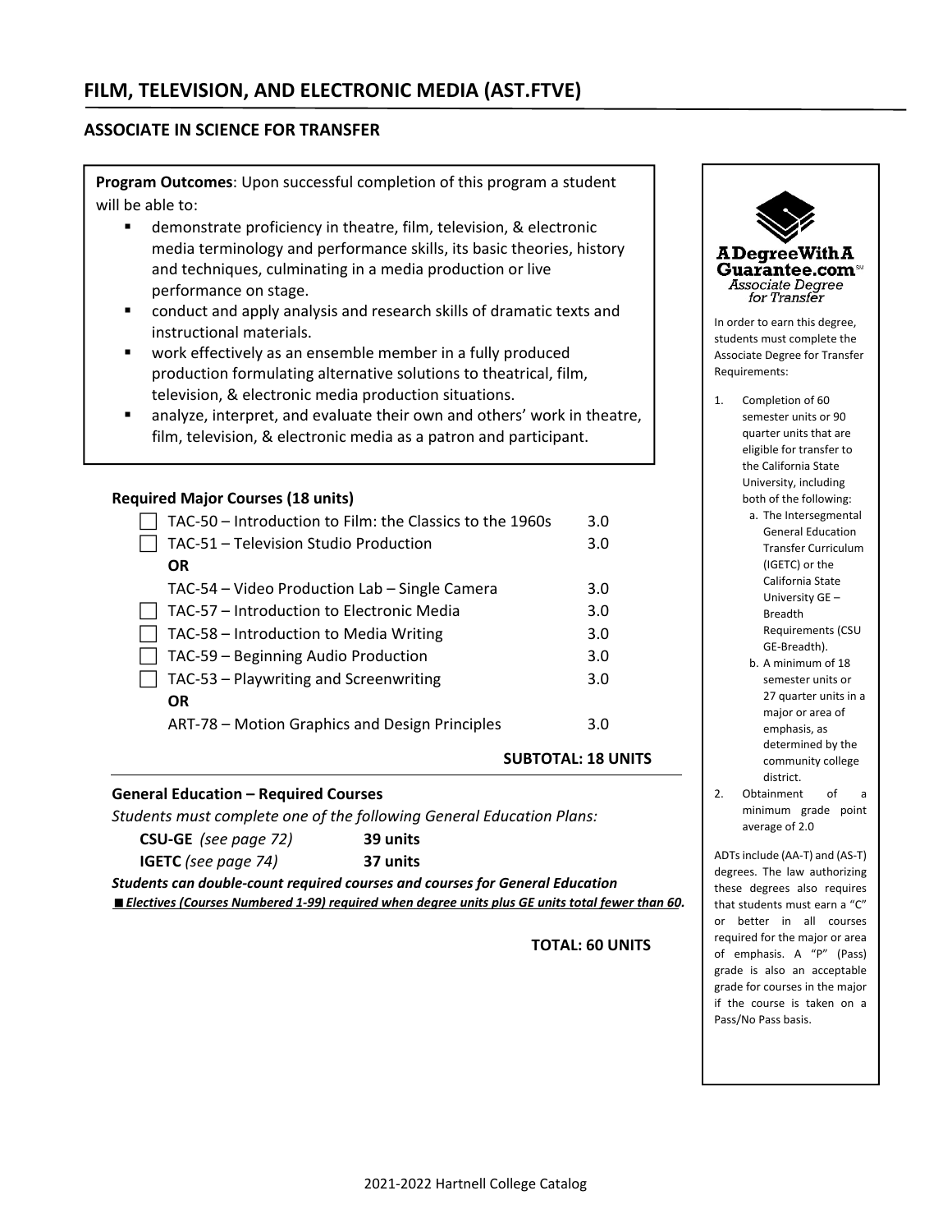# FILM, TELEVISION, AND ELECTRONIC MEDIA (AST.FTVE)

## ASSOCIATE IN SCIENCE FOR TRANSFER

**Program Outcomes**: Upon successful completion of this program a student will be able to:

- demonstrate proficiency in theatre, film, television, & electronic media terminology and performance skills, its basic theories, history and techniques, culminating in a media production or live performance on stage.
- conduct and apply analysis and research skills of dramatic texts and instructional materials.
- work effectively as an ensemble member in a fully produced production formulating alternative solutions to theatrical, film, television, & electronic media production situations.
- analyze, interpret, and evaluate their own and others' work in theatre, film, television, & electronic media as a patron and participant.

### Required Major Courses (18 units)

| | |
|---|---|
| ☐ TAC-50 – Introduction to Film: the Classics to the 1960s | 3.0 |
| ☐ TAC-51 – Television Studio Production | 3.0 |
| **OR** | |
| TAC-54 – Video Production Lab – Single Camera | 3.0 |
| ☐ TAC-57 – Introduction to Electronic Media | 3.0 |
| ☐ TAC-58 – Introduction to Media Writing | 3.0 |
| ☐ TAC-59 – Beginning Audio Production | 3.0 |
| ☐ TAC-53 – Playwriting and Screenwriting | 3.0 |
| **OR** | |
| ART-78 – Motion Graphics and Design Principles | 3.0 |

**SUBTOTAL: 18 UNITS**

### General Education – Required Courses

*Students must complete one of the following General Education Plans:*

**CSU-GE** *(see page 72)* **39 units**

**IGETC** *(see page 74)* **37 units**

***Students can double-count required courses and courses for General Education***

■ ***Electives (Courses Numbered 1-99) required when degree units plus GE units total fewer than 60.***

**TOTAL: 60 UNITS**

---

**A Degree With A Guarantee.com**
*Associate Degree for Transfer*

In order to earn this degree, students must complete the Associate Degree for Transfer Requirements:

1. Completion of 60 semester units or 90 quarter units that are eligible for transfer to the California State University, including both of the following:
   a. The Intersegmental General Education Transfer Curriculum (IGETC) or the California State University GE – Breadth Requirements (CSU GE-Breadth).
   b. A minimum of 18 semester units or 27 quarter units in a major or area of emphasis, as determined by the community college district.
2. Obtainment of a minimum grade point average of 2.0

ADTs include (AA-T) and (AS-T) degrees. The law authorizing these degrees also requires that students must earn a "C" or better in all courses required for the major or area of emphasis. A "P" (Pass) grade is also an acceptable grade for courses in the major if the course is taken on a Pass/No Pass basis.